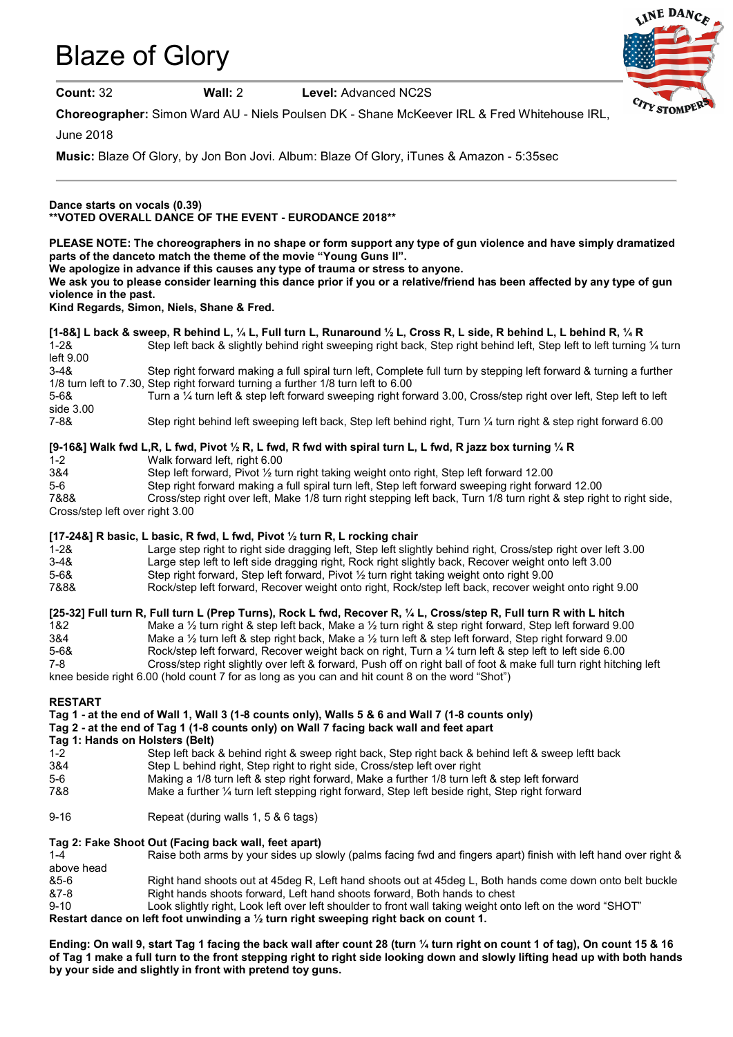# Blaze of Glory

**Count:** 32 **Wall:** 2 **Level:** Advanced NC2S

**Choreographer:** Simon Ward AU - Niels Poulsen DK - Shane McKeever IRL & Fred Whitehouse IRL, June 2018

**Music:** Blaze Of Glory, by Jon Bon Jovi. Album: Blaze Of Glory, iTunes & Amazon - 5:35sec

---

**Dance starts on vocals (0.39)**
****VOTED OVERALL DANCE OF THE EVENT - EURODANCE 2018****

**PLEASE NOTE: The choreographers in no shape or form support any type of gun violence and have simply dramatized parts of the danceto match the theme of the movie "Young Guns II".**
**We apologize in advance if this causes any type of trauma or stress to anyone.**
**We ask you to please consider learning this dance prior if you or a relative/friend has been affected by any type of gun violence in the past.**
**Kind Regards, Simon, Niels, Shane & Fred.**

**[1-8&] L back & sweep, R behind L, ¼ L, Full turn L, Runaround ½ L, Cross R, L side, R behind L, L behind R, ¼ R**

1-2& Step left back & slightly behind right sweeping right back, Step right behind left, Step left to left turning ¼ turn left 9.00
3-4& Step right forward making a full spiral turn left, Complete full turn by stepping left forward & turning a further 1/8 turn left to 7.30, Step right forward turning a further 1/8 turn left to 6.00
5-6& Turn a ¼ turn left & step left forward sweeping right forward 3.00, Cross/step right over left, Step left to left side 3.00
7-8& Step right behind left sweeping left back, Step left behind right, Turn ¼ turn right & step right forward 6.00

**[9-16&] Walk fwd L,R, L fwd, Pivot ½ R, L fwd, R fwd with spiral turn L, L fwd, R jazz box turning ¼ R**

1-2 Walk forward left, right 6.00
3&4 Step left forward, Pivot ½ turn right taking weight onto right, Step left forward 12.00
5-6 Step right forward making a full spiral turn left, Step left forward sweeping right forward 12.00
7&8& Cross/step right over left, Make 1/8 turn right stepping left back, Turn 1/8 turn right & step right to right side, Cross/step left over right 3.00

**[17-24&] R basic, L basic, R fwd, L fwd, Pivot ½ turn R, L rocking chair**

1-2& Large step right to right side dragging left, Step left slightly behind right, Cross/step right over left 3.00
3-4& Large step left to left side dragging right, Rock right slightly back, Recover weight onto left 3.00
5-6& Step right forward, Step left forward, Pivot ½ turn right taking weight onto right 9.00
7&8& Rock/step left forward, Recover weight onto right, Rock/step left back, recover weight onto right 9.00

**[25-32] Full turn R, Full turn L (Prep Turns), Rock L fwd, Recover R, ¼ L, Cross/step R, Full turn R with L hitch**

1&2 Make a ½ turn right & step left back, Make a ½ turn right & step right forward, Step left forward 9.00
3&4 Make a ½ turn left & step right back, Make a ½ turn left & step left forward, Step right forward 9.00
5-6& Rock/step left forward, Recover weight back on right, Turn a ¼ turn left & step left to left side 6.00
7-8 Cross/step right slightly over left & forward, Push off on right ball of foot & make full turn right hitching left knee beside right 6.00 (hold count 7 for as long as you can and hit count 8 on the word "Shot")

**RESTART**
**Tag 1 - at the end of Wall 1, Wall 3 (1-8 counts only), Walls 5 & 6 and Wall 7 (1-8 counts only)**
**Tag 2 - at the end of Tag 1 (1-8 counts only) on Wall 7 facing back wall and feet apart**
**Tag 1: Hands on Holsters (Belt)**

1-2 Step left back & behind right & sweep right back, Step right back & behind left & sweep leftt back
3&4 Step L behind right, Step right to right side, Cross/step left over right
5-6 Making a 1/8 turn left & step right forward, Make a further 1/8 turn left & step left forward
7&8 Make a further ¼ turn left stepping right forward, Step left beside right, Step right forward

9-16 Repeat (during walls 1, 5 & 6 tags)

**Tag 2: Fake Shoot Out (Facing back wall, feet apart)**

1-4 Raise both arms by your sides up slowly (palms facing fwd and fingers apart) finish with left hand over right & above head
&5-6 Right hand shoots out at 45deg R, Left hand shoots out at 45deg L, Both hands come down onto belt buckle
&7-8 Right hands shoots forward, Left hand shoots forward, Both hands to chest
9-10 Look slightly right, Look left over left shoulder to front wall taking weight onto left on the word "SHOT"

**Restart dance on left foot unwinding a ½ turn right sweeping right back on count 1.**

**Ending: On wall 9, start Tag 1 facing the back wall after count 28 (turn ¼ turn right on count 1 of tag), On count 15 & 16 of Tag 1 make a full turn to the front stepping right to right side looking down and slowly lifting head up with both hands by your side and slightly in front with pretend toy guns.**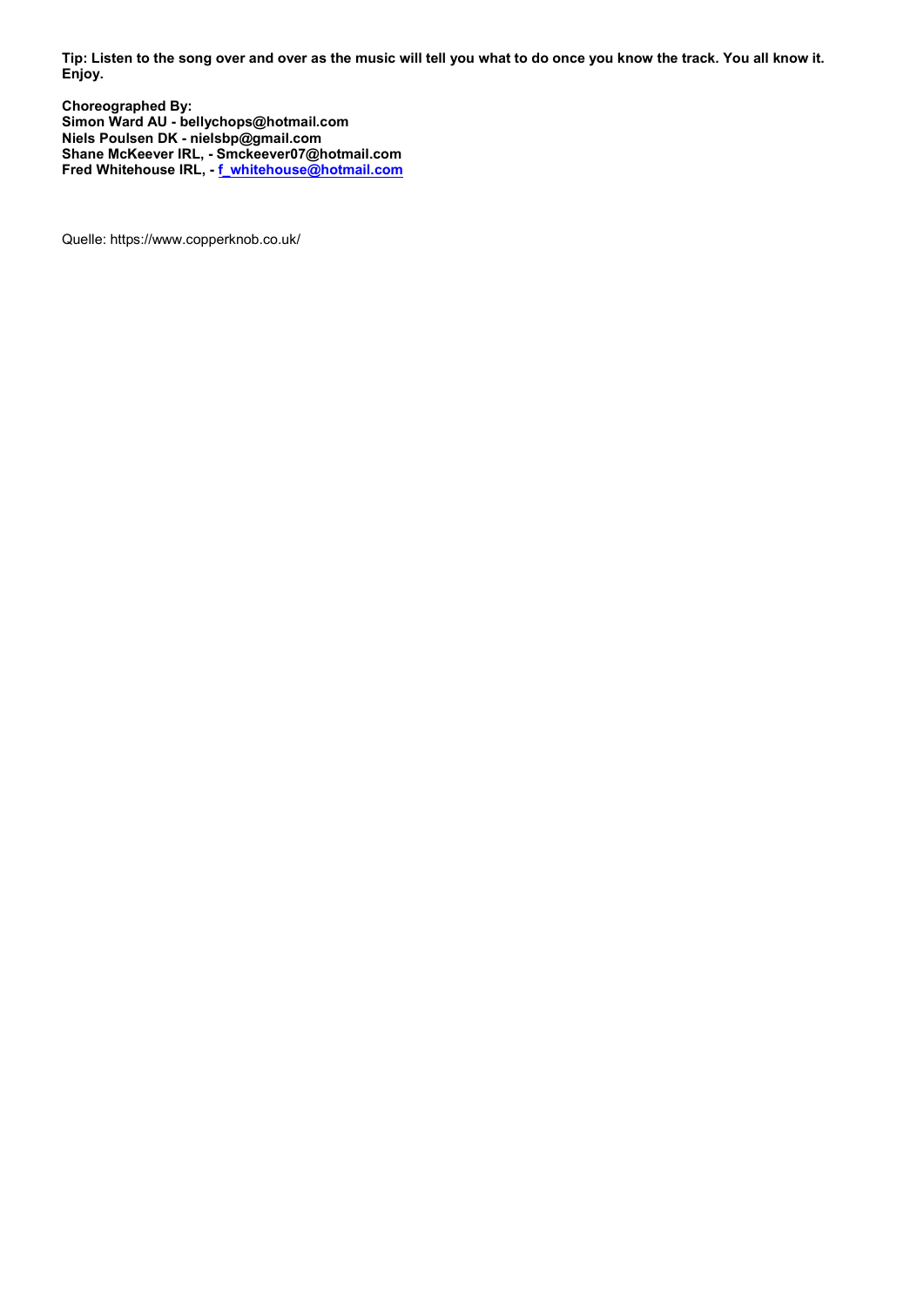**Tip: Listen to the song over and over as the music will tell you what to do once you know the track. You all know it. Enjoy.**

**Choreographed By:**
**Simon Ward AU - bellychops@hotmail.com**
**Niels Poulsen DK - nielsbp@gmail.com**
**Shane McKeever IRL, - Smckeever07@hotmail.com**
**Fred Whitehouse IRL, - f_whitehouse@hotmail.com**

Quelle: https://www.copperknob.co.uk/